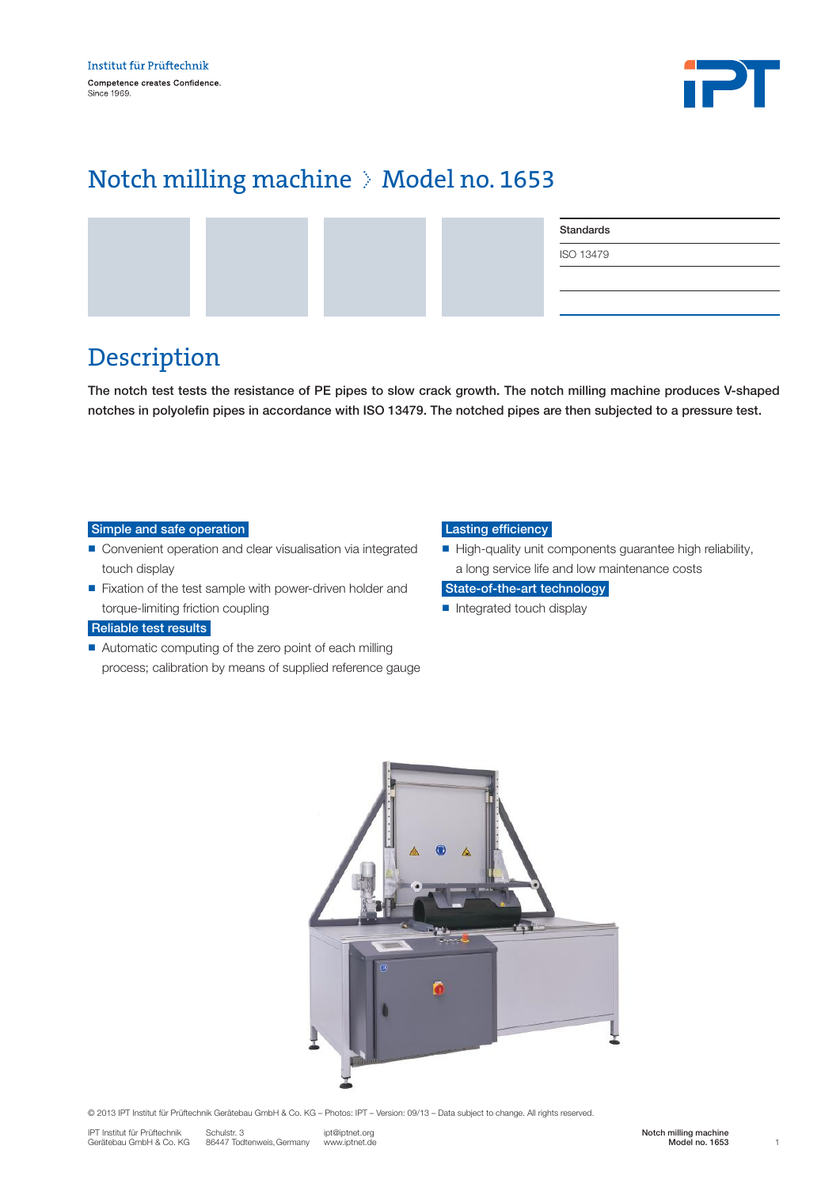Institut für Prüftechnik

Competence creates Confidence.
Since 1969.

# Notch milling machine › Model no. 1653

| Standards |
| --- |
| ISO 13479 |

## Description

**The notch test tests the resistance of PE pipes to slow crack growth. The notch milling machine produces V-shaped notches in polyolefin pipes in accordance with ISO 13479. The notched pipes are then subjected to a pressure test.**

**Simple and safe operation**

- Convenient operation and clear visualisation via integrated touch display
- Fixation of the test sample with power-driven holder and torque-limiting friction coupling

**Reliable test results**

- Automatic computing of the zero point of each milling process; calibration by means of supplied reference gauge

**Lasting efficiency**

- High-quality unit components guarantee high reliability, a long service life and low maintenance costs

**State-of-the-art technology**

- Integrated touch display

© 2013 IPT Institut für Prüftechnik Gerätebau GmbH & Co. KG – Photos: IPT – Version: 09/13 – Data subject to change. All rights reserved.

IPT Institut für Prüftechnik Gerätebau GmbH & Co. KG | Schulstr. 3, 86447 Todtenweis, Germany | ipt@iptnet.org | www.iptnet.de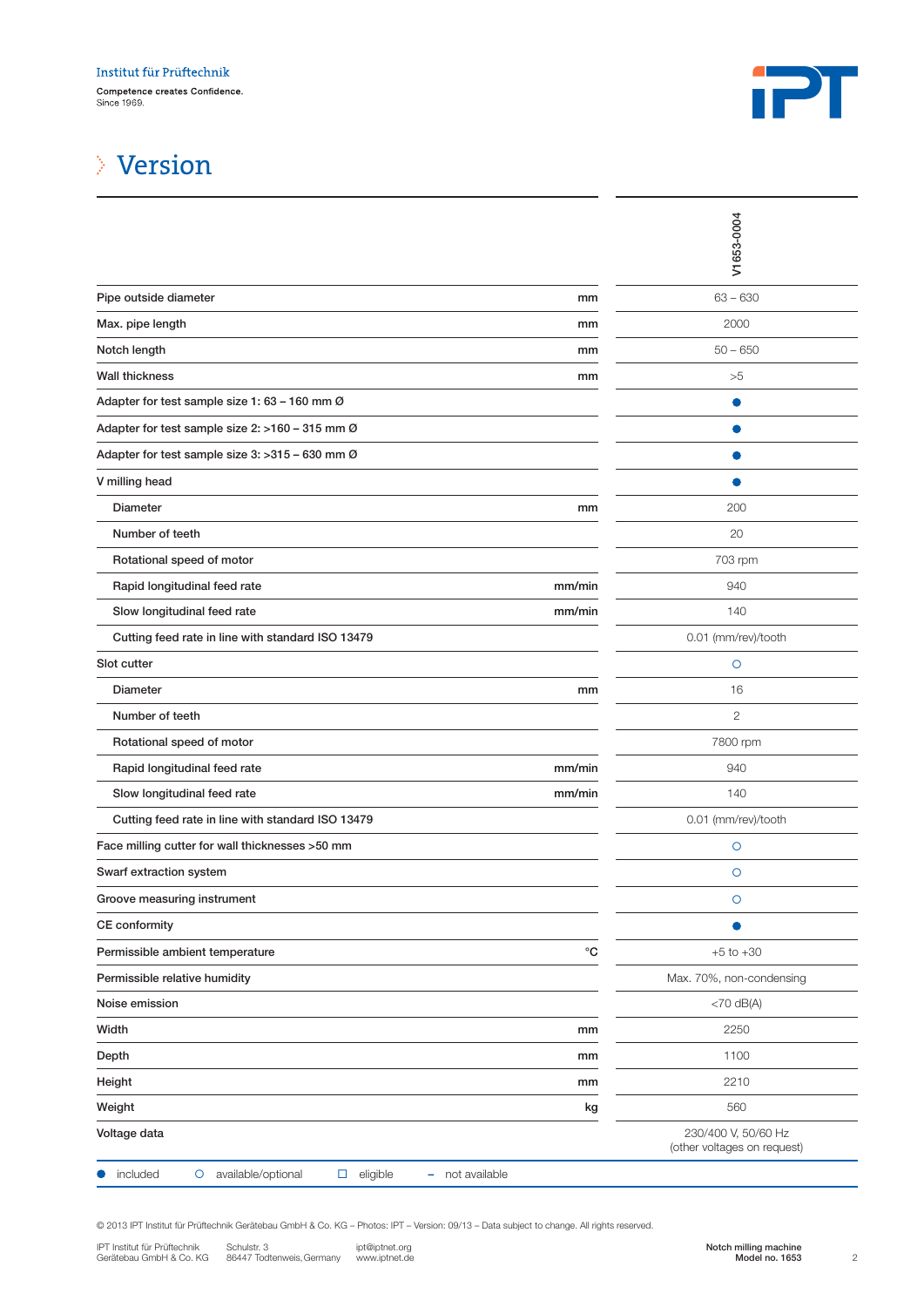# Version

| | | V1653-0004 |
|---|---|---|
| Pipe outside diameter | mm | 63 – 630 |
| Max. pipe length | mm | 2000 |
| Notch length | mm | 50 – 650 |
| Wall thickness | mm | >5 |
| Adapter for test sample size 1: 63 – 160 mm Ø | | ● |
| Adapter for test sample size 2: >160 – 315 mm Ø | | ● |
| Adapter for test sample size 3: >315 – 630 mm Ø | | ● |
| V milling head | | ● |
| Diameter | mm | 200 |
| Number of teeth | | 20 |
| Rotational speed of motor | | 703 rpm |
| Rapid longitudinal feed rate | mm/min | 940 |
| Slow longitudinal feed rate | mm/min | 140 |
| Cutting feed rate in line with standard ISO 13479 | | 0.01 (mm/rev)/tooth |
| Slot cutter | | ○ |
| Diameter | mm | 16 |
| Number of teeth | | 2 |
| Rotational speed of motor | | 7800 rpm |
| Rapid longitudinal feed rate | mm/min | 940 |
| Slow longitudinal feed rate | mm/min | 140 |
| Cutting feed rate in line with standard ISO 13479 | | 0.01 (mm/rev)/tooth |
| Face milling cutter for wall thicknesses >50 mm | | ○ |
| Swarf extraction system | | ○ |
| Groove measuring instrument | | ○ |
| CE conformity | | ● |
| Permissible ambient temperature | °C | +5 to +30 |
| Permissible relative humidity | | Max. 70%, non-condensing |
| Noise emission | | <70 dB(A) |
| Width | mm | 2250 |
| Depth | mm | 1100 |
| Height | mm | 2210 |
| Weight | kg | 560 |
| Voltage data | | 230/400 V, 50/60 Hz (other voltages on request) |

● included ○ available/optional ☐ eligible – not available

© 2013 IPT Institut für Prüftechnik Gerätebau GmbH & Co. KG – Photos: IPT – Version: 09/13 – Data subject to change. All rights reserved.

IPT Institut für Prüftechnik Gerätebau GmbH & Co. KG | Schulstr. 3, 86447 Todtenweis, Germany | ipt@iptnet.org, www.iptnet.de

**Notch milling machine Model no. 1653**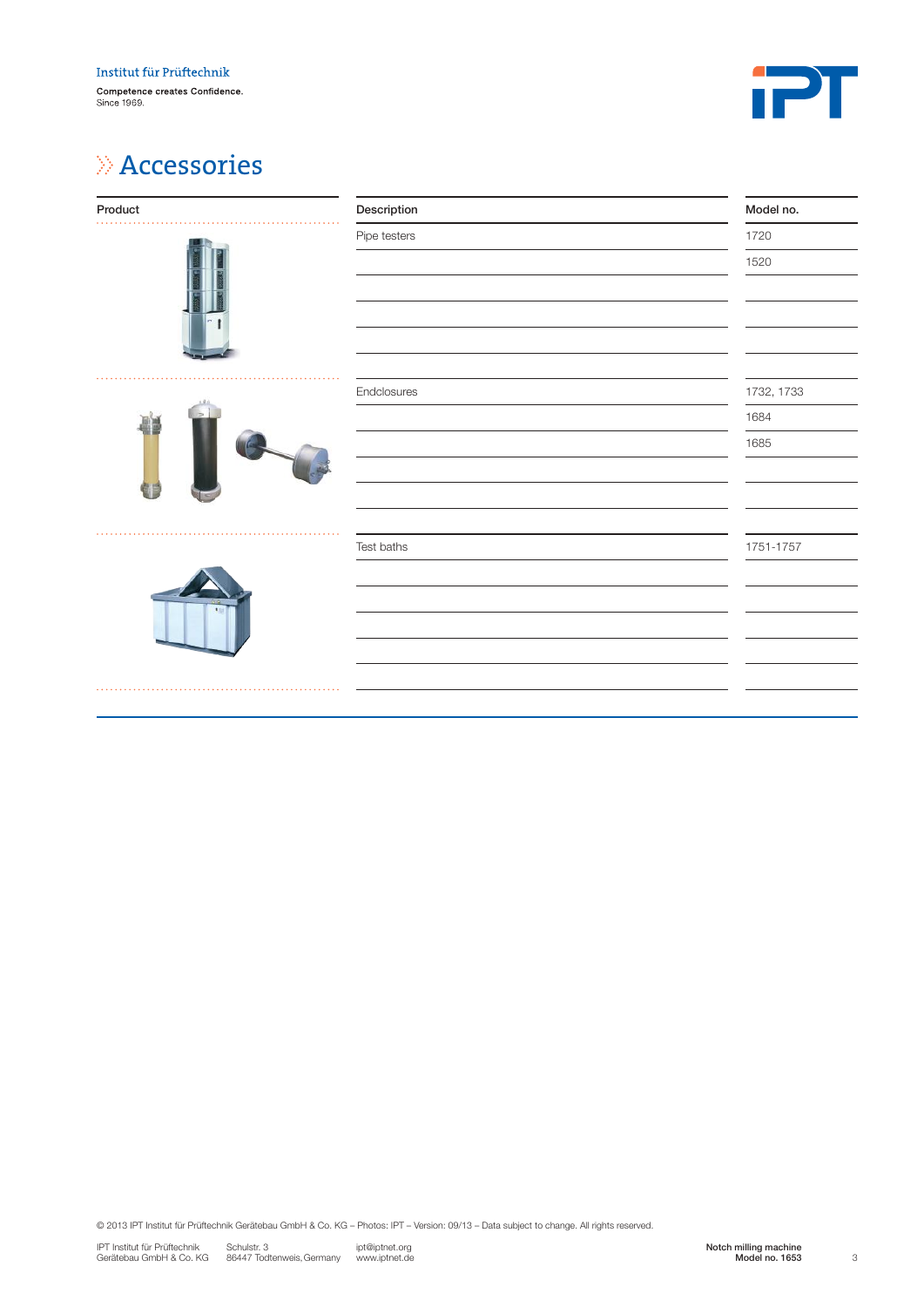# Accessories

| Product | Description | Model no. |
| --- | --- | --- |
| | Pipe testers | 1720 |
| | | 1520 |
| | Endclosures | 1732, 1733 |
| | | 1684 |
| | | 1685 |
| | Test baths | 1751-1757 |

© 2013 IPT Institut für Prüftechnik Gerätebau GmbH & Co. KG – Photos: IPT – Version: 09/13 – Data subject to change. All rights reserved.

IPT Institut für Prüftechnik Gerätebau GmbH & Co. KG
Schulstr. 3
86447 Todtenweis, Germany
ipt@iptnet.org
www.iptnet.de